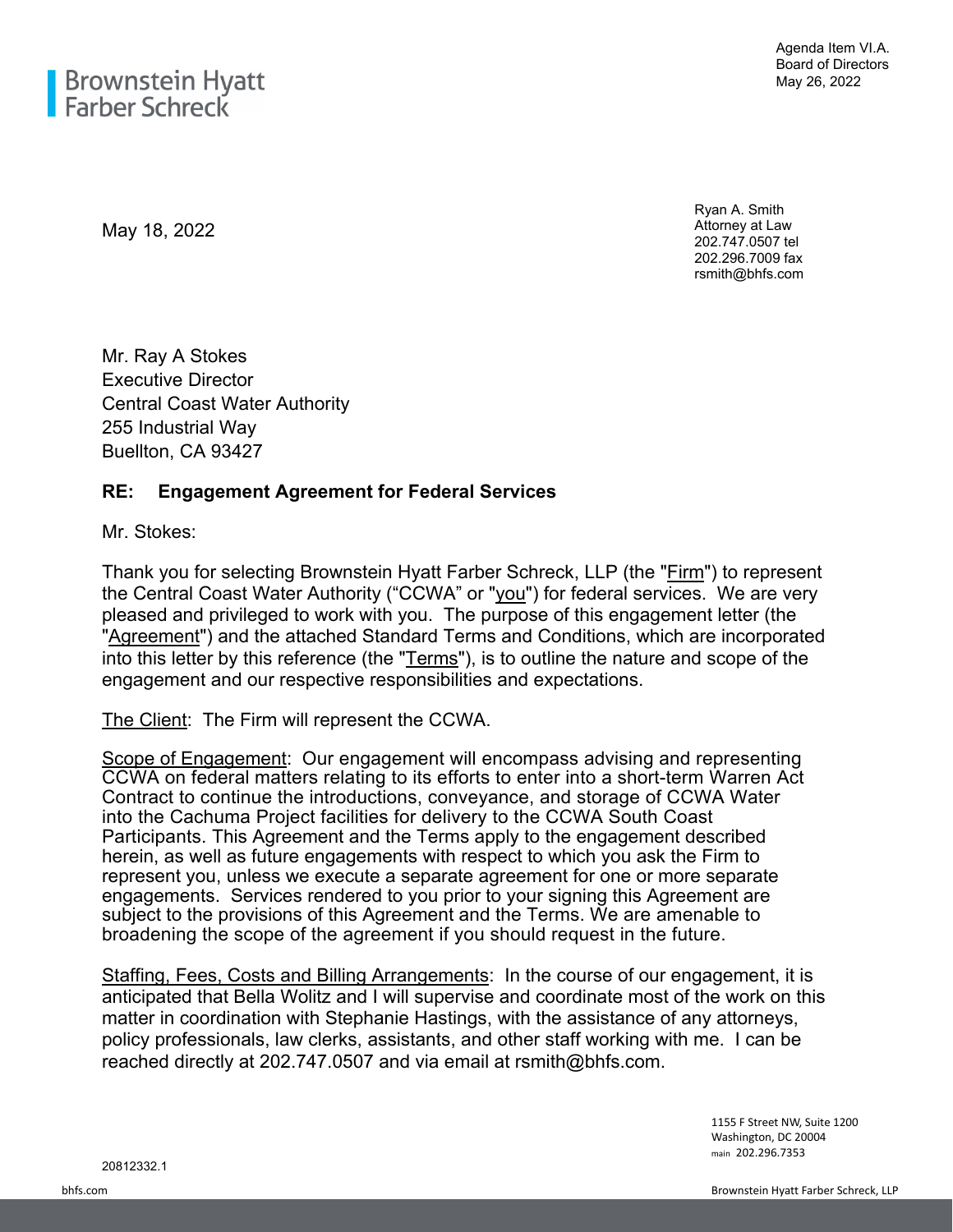Brownstein Hyatt Farber Schreck

Agenda Item VI.A.
Board of Directors
May 26, 2022

May 18, 2022

Ryan A. Smith
Attorney at Law
202.747.0507 tel
202.296.7009 fax
rsmith@bhfs.com

Mr. Ray A Stokes
Executive Director
Central Coast Water Authority
255 Industrial Way
Buellton, CA 93427

**RE: Engagement Agreement for Federal Services**

Mr. Stokes:

Thank you for selecting Brownstein Hyatt Farber Schreck, LLP (the "Firm") to represent the Central Coast Water Authority ("CCWA" or "you") for federal services. We are very pleased and privileged to work with you. The purpose of this engagement letter (the "Agreement") and the attached Standard Terms and Conditions, which are incorporated into this letter by this reference (the "Terms"), is to outline the nature and scope of the engagement and our respective responsibilities and expectations.

The Client: The Firm will represent the CCWA.

Scope of Engagement: Our engagement will encompass advising and representing CCWA on federal matters relating to its efforts to enter into a short-term Warren Act Contract to continue the introductions, conveyance, and storage of CCWA Water into the Cachuma Project facilities for delivery to the CCWA South Coast Participants. This Agreement and the Terms apply to the engagement described herein, as well as future engagements with respect to which you ask the Firm to represent you, unless we execute a separate agreement for one or more separate engagements. Services rendered to you prior to your signing this Agreement are subject to the provisions of this Agreement and the Terms. We are amenable to broadening the scope of the agreement if you should request in the future.

Staffing, Fees, Costs and Billing Arrangements: In the course of our engagement, it is anticipated that Bella Wolitz and I will supervise and coordinate most of the work on this matter in coordination with Stephanie Hastings, with the assistance of any attorneys, policy professionals, law clerks, assistants, and other staff working with me. I can be reached directly at 202.747.0507 and via email at rsmith@bhfs.com.

1155 F Street NW, Suite 1200
Washington, DC 20004
main 202.296.7353

20812332.1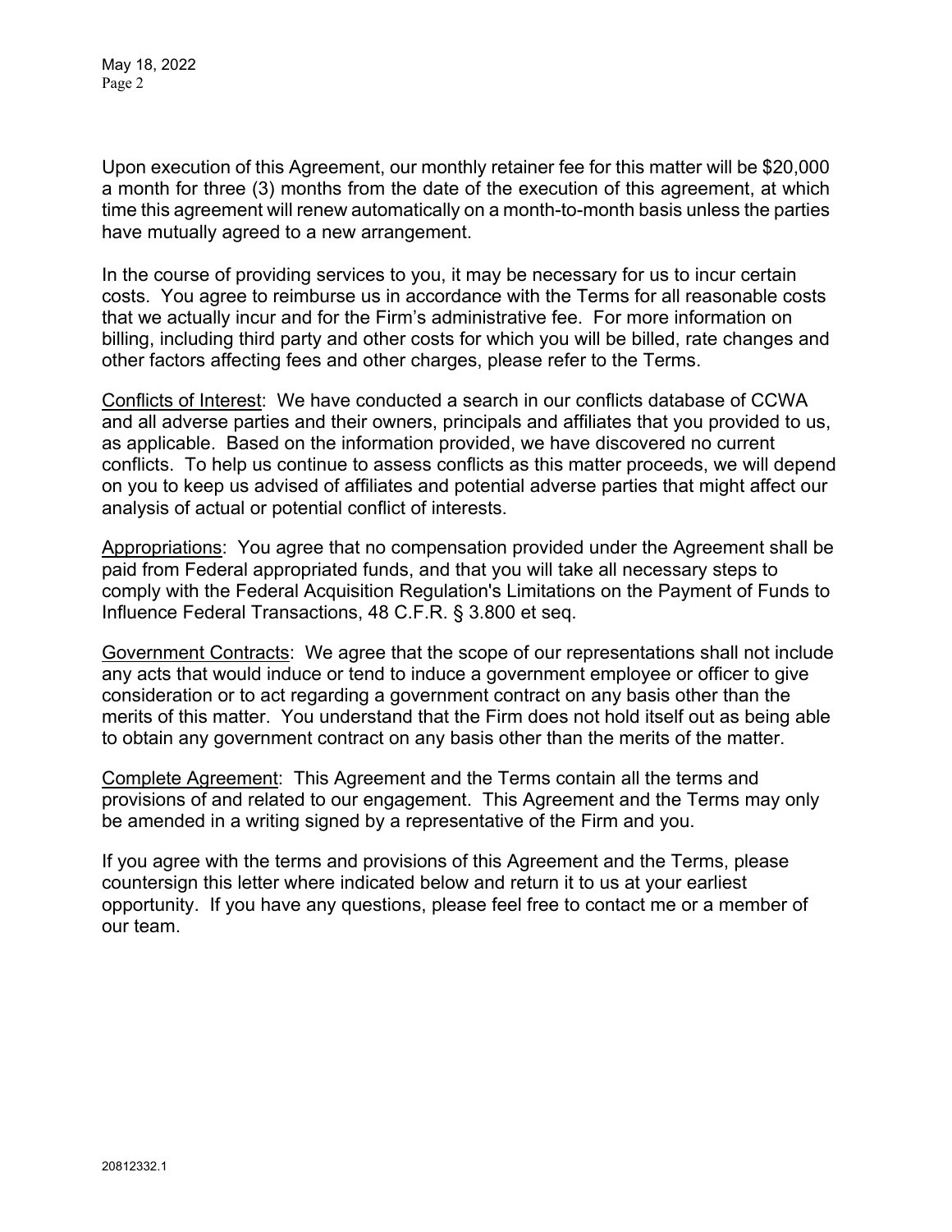Upon execution of this Agreement, our monthly retainer fee for this matter will be $20,000 a month for three (3) months from the date of the execution of this agreement, at which time this agreement will renew automatically on a month-to-month basis unless the parties have mutually agreed to a new arrangement.

In the course of providing services to you, it may be necessary for us to incur certain costs. You agree to reimburse us in accordance with the Terms for all reasonable costs that we actually incur and for the Firm's administrative fee. For more information on billing, including third party and other costs for which you will be billed, rate changes and other factors affecting fees and other charges, please refer to the Terms.

Conflicts of Interest: We have conducted a search in our conflicts database of CCWA and all adverse parties and their owners, principals and affiliates that you provided to us, as applicable. Based on the information provided, we have discovered no current conflicts. To help us continue to assess conflicts as this matter proceeds, we will depend on you to keep us advised of affiliates and potential adverse parties that might affect our analysis of actual or potential conflict of interests.

Appropriations: You agree that no compensation provided under the Agreement shall be paid from Federal appropriated funds, and that you will take all necessary steps to comply with the Federal Acquisition Regulation's Limitations on the Payment of Funds to Influence Federal Transactions, 48 C.F.R. § 3.800 et seq.

Government Contracts: We agree that the scope of our representations shall not include any acts that would induce or tend to induce a government employee or officer to give consideration or to act regarding a government contract on any basis other than the merits of this matter. You understand that the Firm does not hold itself out as being able to obtain any government contract on any basis other than the merits of the matter.

Complete Agreement: This Agreement and the Terms contain all the terms and provisions of and related to our engagement. This Agreement and the Terms may only be amended in a writing signed by a representative of the Firm and you.

If you agree with the terms and provisions of this Agreement and the Terms, please countersign this letter where indicated below and return it to us at your earliest opportunity. If you have any questions, please feel free to contact me or a member of our team.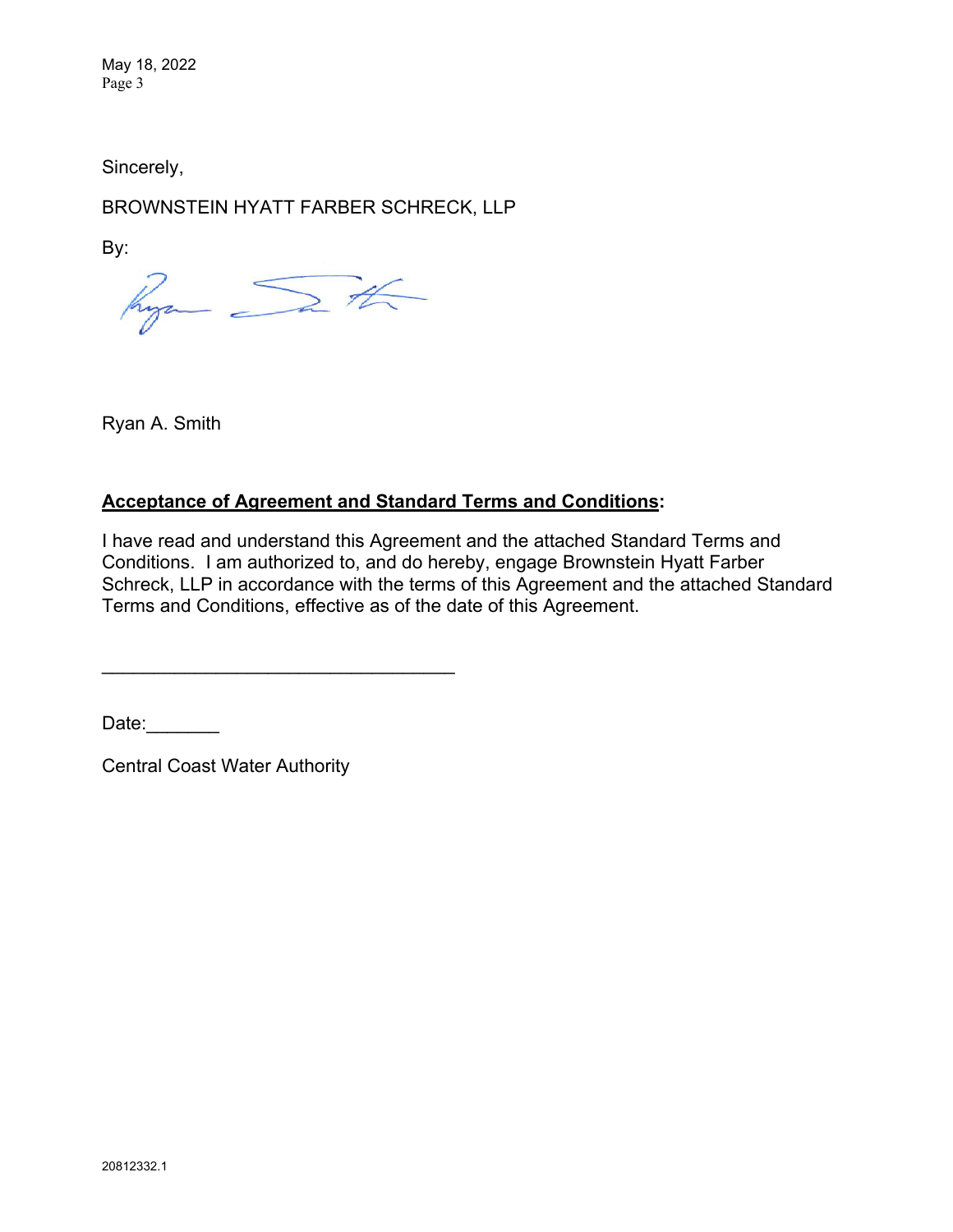Sincerely,

BROWNSTEIN HYATT FARBER SCHRECK, LLP

By:

Ryan A. Smith

**Acceptance of Agreement and Standard Terms and Conditions:**

I have read and understand this Agreement and the attached Standard Terms and Conditions. I am authorized to, and do hereby, engage Brownstein Hyatt Farber Schreck, LLP in accordance with the terms of this Agreement and the attached Standard Terms and Conditions, effective as of the date of this Agreement.

_________________________________

Date:_______

Central Coast Water Authority

20812332.1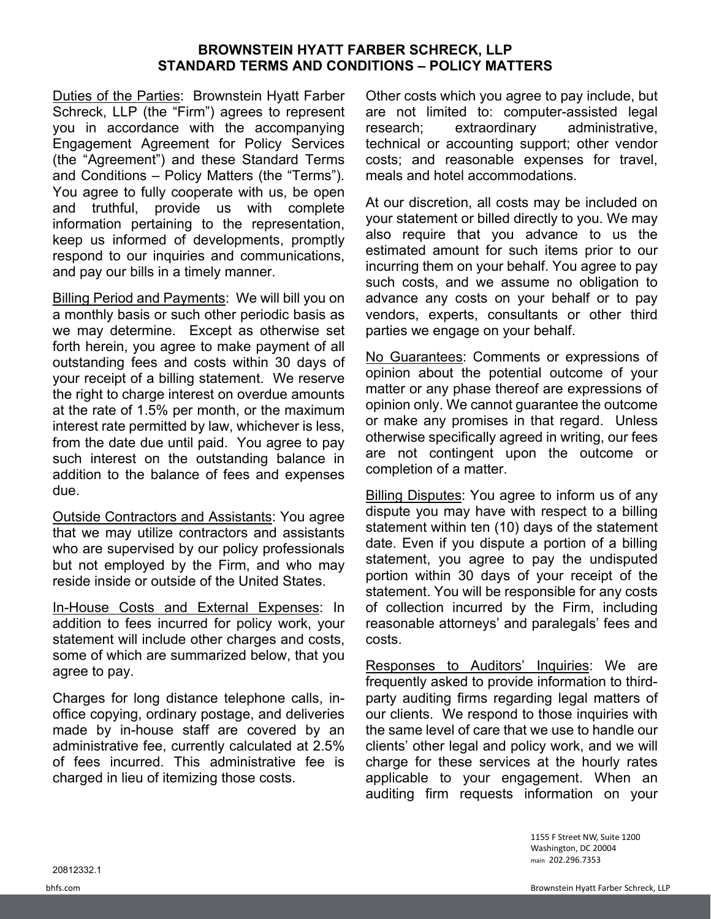# BROWNSTEIN HYATT FARBER SCHRECK, LLP
## STANDARD TERMS AND CONDITIONS – POLICY MATTERS

Duties of the Parties: Brownstein Hyatt Farber Schreck, LLP (the "Firm") agrees to represent you in accordance with the accompanying Engagement Agreement for Policy Services (the "Agreement") and these Standard Terms and Conditions – Policy Matters (the "Terms"). You agree to fully cooperate with us, be open and truthful, provide us with complete information pertaining to the representation, keep us informed of developments, promptly respond to our inquiries and communications, and pay our bills in a timely manner.

Billing Period and Payments: We will bill you on a monthly basis or such other periodic basis as we may determine. Except as otherwise set forth herein, you agree to make payment of all outstanding fees and costs within 30 days of your receipt of a billing statement. We reserve the right to charge interest on overdue amounts at the rate of 1.5% per month, or the maximum interest rate permitted by law, whichever is less, from the date due until paid. You agree to pay such interest on the outstanding balance in addition to the balance of fees and expenses due.

Outside Contractors and Assistants: You agree that we may utilize contractors and assistants who are supervised by our policy professionals but not employed by the Firm, and who may reside inside or outside of the United States.

In-House Costs and External Expenses: In addition to fees incurred for policy work, your statement will include other charges and costs, some of which are summarized below, that you agree to pay.

Charges for long distance telephone calls, in-office copying, ordinary postage, and deliveries made by in-house staff are covered by an administrative fee, currently calculated at 2.5% of fees incurred. This administrative fee is charged in lieu of itemizing those costs.

Other costs which you agree to pay include, but are not limited to: computer-assisted legal research; extraordinary administrative, technical or accounting support; other vendor costs; and reasonable expenses for travel, meals and hotel accommodations.

At our discretion, all costs may be included on your statement or billed directly to you. We may also require that you advance to us the estimated amount for such items prior to our incurring them on your behalf. You agree to pay such costs, and we assume no obligation to advance any costs on your behalf or to pay vendors, experts, consultants or other third parties we engage on your behalf.

No Guarantees: Comments or expressions of opinion about the potential outcome of your matter or any phase thereof are expressions of opinion only. We cannot guarantee the outcome or make any promises in that regard. Unless otherwise specifically agreed in writing, our fees are not contingent upon the outcome or completion of a matter.

Billing Disputes: You agree to inform us of any dispute you may have with respect to a billing statement within ten (10) days of the statement date. Even if you dispute a portion of a billing statement, you agree to pay the undisputed portion within 30 days of your receipt of the statement. You will be responsible for any costs of collection incurred by the Firm, including reasonable attorneys' and paralegals' fees and costs.

Responses to Auditors' Inquiries: We are frequently asked to provide information to third-party auditing firms regarding legal matters of our clients. We respond to those inquiries with the same level of care that we use to handle our clients' other legal and policy work, and we will charge for these services at the hourly rates applicable to your engagement. When an auditing firm requests information on your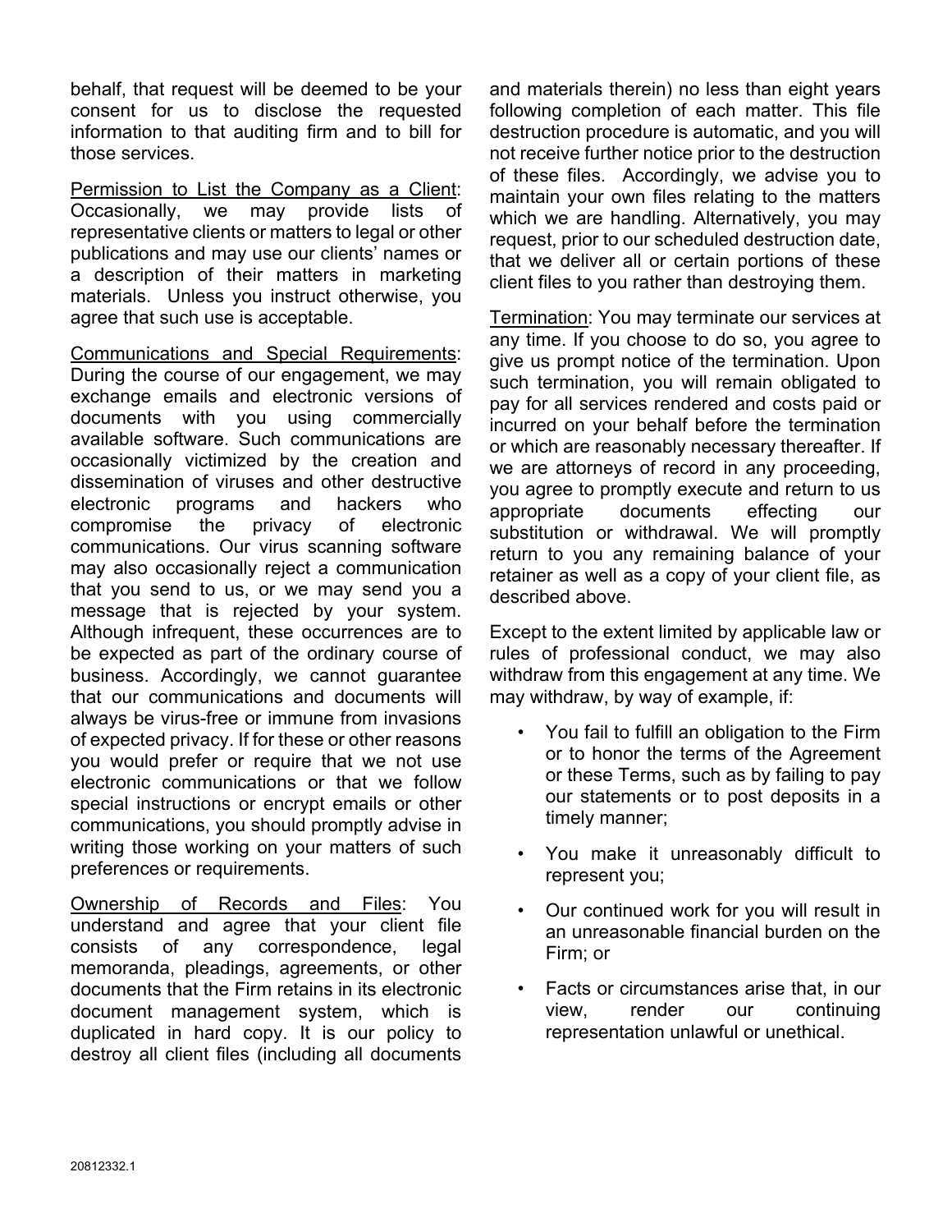behalf, that request will be deemed to be your consent for us to disclose the requested information to that auditing firm and to bill for those services.

<u>Permission to List the Company as a Client</u>: Occasionally, we may provide lists of representative clients or matters to legal or other publications and may use our clients' names or a description of their matters in marketing materials. Unless you instruct otherwise, you agree that such use is acceptable.

<u>Communications and Special Requirements</u>: During the course of our engagement, we may exchange emails and electronic versions of documents with you using commercially available software. Such communications are occasionally victimized by the creation and dissemination of viruses and other destructive electronic programs and hackers who compromise the privacy of electronic communications. Our virus scanning software may also occasionally reject a communication that you send to us, or we may send you a message that is rejected by your system. Although infrequent, these occurrences are to be expected as part of the ordinary course of business. Accordingly, we cannot guarantee that our communications and documents will always be virus-free or immune from invasions of expected privacy. If for these or other reasons you would prefer or require that we not use electronic communications or that we follow special instructions or encrypt emails or other communications, you should promptly advise in writing those working on your matters of such preferences or requirements.

<u>Ownership of Records and Files</u>: You understand and agree that your client file consists of any correspondence, legal memoranda, pleadings, agreements, or other documents that the Firm retains in its electronic document management system, which is duplicated in hard copy. It is our policy to destroy all client files (including all documents and materials therein) no less than eight years following completion of each matter. This file destruction procedure is automatic, and you will not receive further notice prior to the destruction of these files. Accordingly, we advise you to maintain your own files relating to the matters which we are handling. Alternatively, you may request, prior to our scheduled destruction date, that we deliver all or certain portions of these client files to you rather than destroying them.

<u>Termination</u>: You may terminate our services at any time. If you choose to do so, you agree to give us prompt notice of the termination. Upon such termination, you will remain obligated to pay for all services rendered and costs paid or incurred on your behalf before the termination or which are reasonably necessary thereafter. If we are attorneys of record in any proceeding, you agree to promptly execute and return to us appropriate documents effecting our substitution or withdrawal. We will promptly return to you any remaining balance of your retainer as well as a copy of your client file, as described above.

Except to the extent limited by applicable law or rules of professional conduct, we may also withdraw from this engagement at any time. We may withdraw, by way of example, if:

- You fail to fulfill an obligation to the Firm or to honor the terms of the Agreement or these Terms, such as by failing to pay our statements or to post deposits in a timely manner;
- You make it unreasonably difficult to represent you;
- Our continued work for you will result in an unreasonable financial burden on the Firm; or
- Facts or circumstances arise that, in our view, render our continuing representation unlawful or unethical.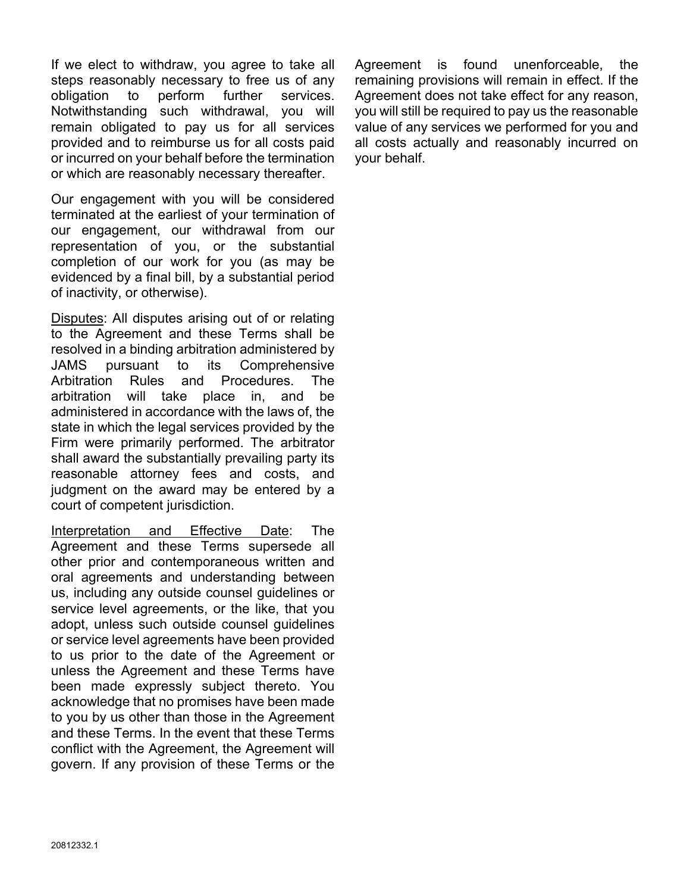If we elect to withdraw, you agree to take all steps reasonably necessary to free us of any obligation to perform further services. Notwithstanding such withdrawal, you will remain obligated to pay us for all services provided and to reimburse us for all costs paid or incurred on your behalf before the termination or which are reasonably necessary thereafter.

Our engagement with you will be considered terminated at the earliest of your termination of our engagement, our withdrawal from our representation of you, or the substantial completion of our work for you (as may be evidenced by a final bill, by a substantial period of inactivity, or otherwise).

Disputes: All disputes arising out of or relating to the Agreement and these Terms shall be resolved in a binding arbitration administered by JAMS pursuant to its Comprehensive Arbitration Rules and Procedures. The arbitration will take place in, and be administered in accordance with the laws of, the state in which the legal services provided by the Firm were primarily performed. The arbitrator shall award the substantially prevailing party its reasonable attorney fees and costs, and judgment on the award may be entered by a court of competent jurisdiction.

Interpretation and Effective Date: The Agreement and these Terms supersede all other prior and contemporaneous written and oral agreements and understanding between us, including any outside counsel guidelines or service level agreements, or the like, that you adopt, unless such outside counsel guidelines or service level agreements have been provided to us prior to the date of the Agreement or unless the Agreement and these Terms have been made expressly subject thereto. You acknowledge that no promises have been made to you by us other than those in the Agreement and these Terms. In the event that these Terms conflict with the Agreement, the Agreement will govern. If any provision of these Terms or the Agreement is found unenforceable, the remaining provisions will remain in effect. If the Agreement does not take effect for any reason, you will still be required to pay us the reasonable value of any services we performed for you and all costs actually and reasonably incurred on your behalf.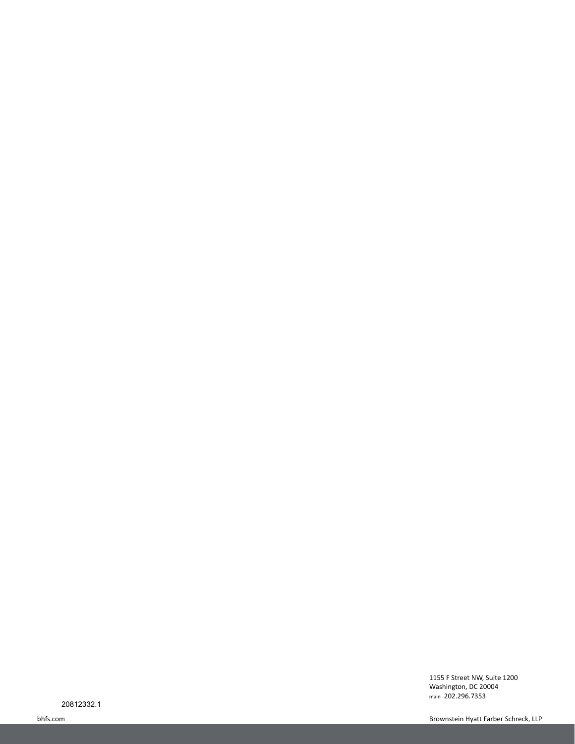1155 F Street NW, Suite 1200
Washington, DC 20004
main 202.296.7353

20812332.1

bhfs.com

Brownstein Hyatt Farber Schreck, LLP